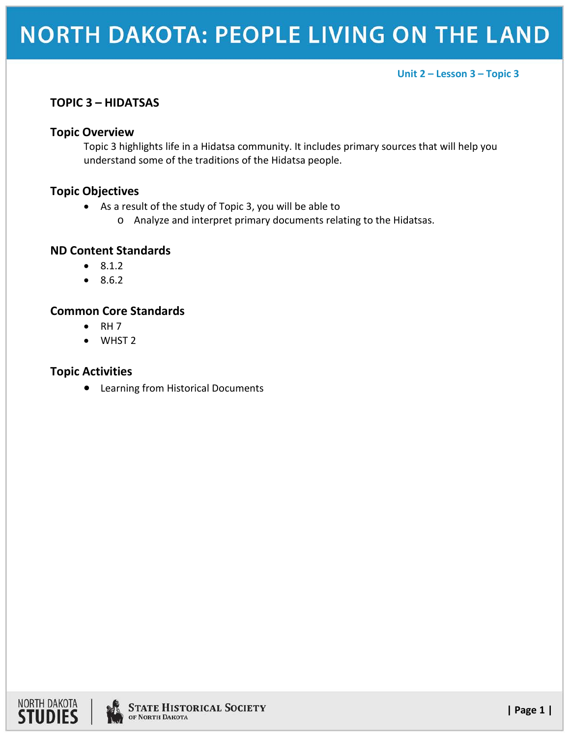# NORTH DAKOTA: PEOPLE LIVING ON THE LAND

Unit 2 – Lesson 3 – Topic 3

## TOPIC 3 – HIDATSAS

### Topic Overview

Topic 3 highlights life in a Hidatsa community. It includes primary sources that will help you understand some of the traditions of the Hidatsa people.

### Topic Objectives

- As a result of the study of Topic 3, you will be able to
  - Analyze and interpret primary documents relating to the Hidatsas.

### ND Content Standards

- 8.1.2
- 8.6.2

### Common Core Standards

- RH 7
- WHST 2

### Topic Activities

- Learning from Historical Documents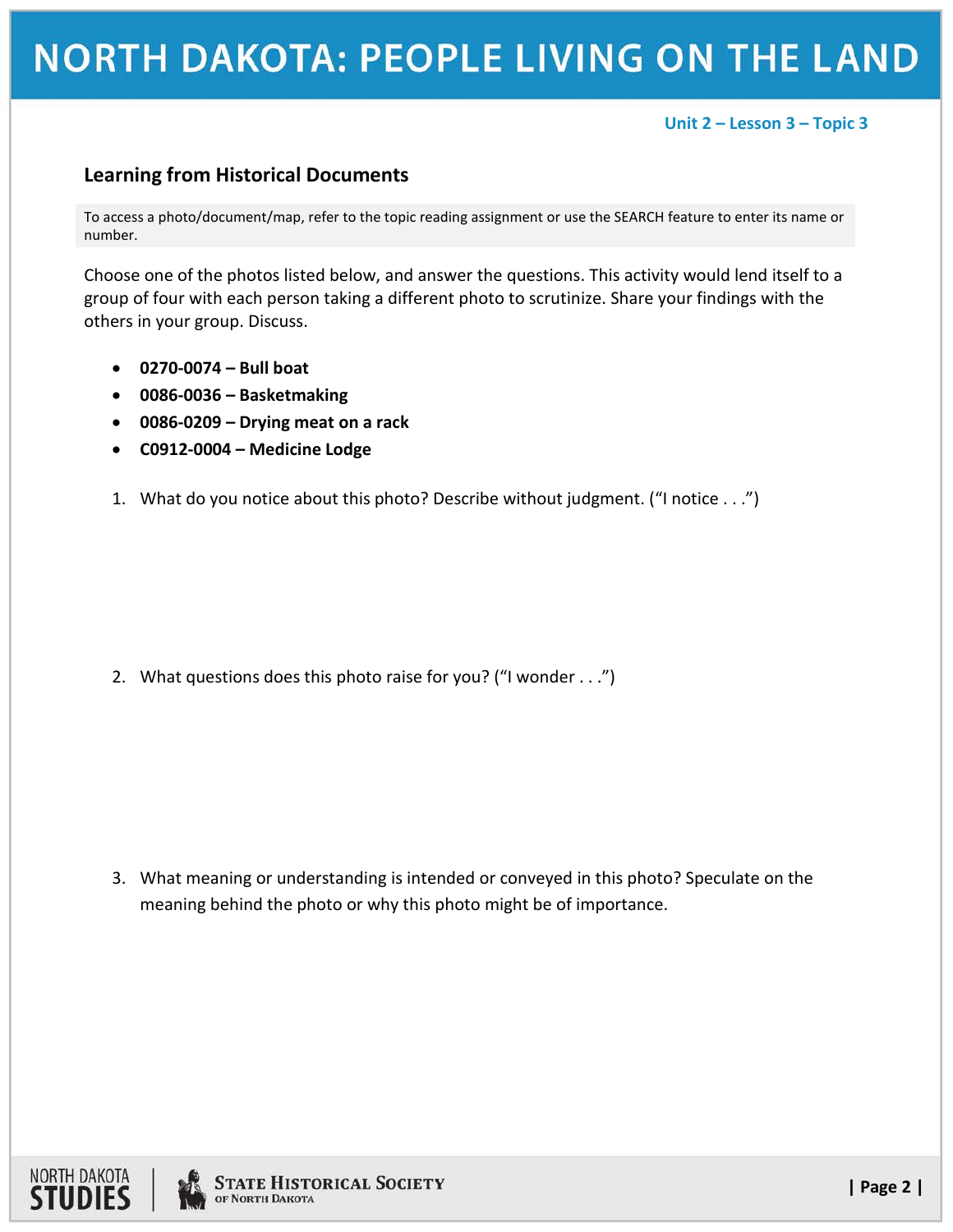Unit 2 – Lesson 3 – Topic 3

## Learning from Historical Documents

To access a photo/document/map, refer to the topic reading assignment or use the SEARCH feature to enter its name or number.

Choose one of the photos listed below, and answer the questions. This activity would lend itself to a group of four with each person taking a different photo to scrutinize. Share your findings with the others in your group. Discuss.

- **0270-0074 – Bull boat**
- **0086-0036 – Basketmaking**
- **0086-0209 – Drying meat on a rack**
- **C0912-0004 – Medicine Lodge**

1. What do you notice about this photo? Describe without judgment. ("I notice . . .")

2. What questions does this photo raise for you? ("I wonder . . .")

3. What meaning or understanding is intended or conveyed in this photo? Speculate on the meaning behind the photo or why this photo might be of importance.